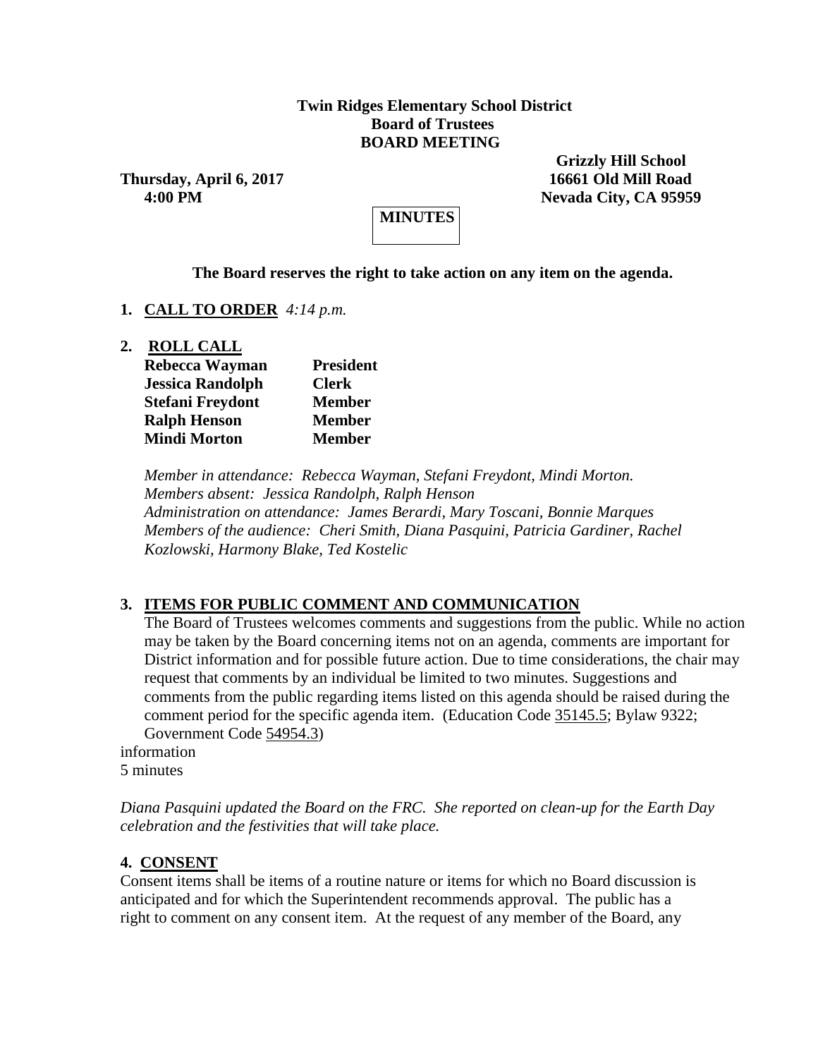**Twin Ridges Elementary School District**
**Board of Trustees**
**BOARD MEETING**

**Thursday, April 6, 2017**
**4:00 PM**

**Grizzly Hill School**
**16661 Old Mill Road**
**Nevada City, CA 95959**

**MINUTES**

**The Board reserves the right to take action on any item on the agenda.**

1. **CALL TO ORDER** *4:14 p.m.*

2. **ROLL CALL**

| | |
|---|---|
| **Rebecca Wayman** | **President** |
| **Jessica Randolph** | **Clerk** |
| **Stefani Freydont** | **Member** |
| **Ralph Henson** | **Member** |
| **Mindi Morton** | **Member** |

*Member in attendance: Rebecca Wayman, Stefani Freydont, Mindi Morton.*
*Members absent: Jessica Randolph, Ralph Henson*
*Administration on attendance: James Berardi, Mary Toscani, Bonnie Marques*
*Members of the audience: Cheri Smith, Diana Pasquini, Patricia Gardiner, Rachel Kozlowski, Harmony Blake, Ted Kostelic*

3. **ITEMS FOR PUBLIC COMMENT AND COMMUNICATION**
The Board of Trustees welcomes comments and suggestions from the public. While no action may be taken by the Board concerning items not on an agenda, comments are important for District information and for possible future action. Due to time considerations, the chair may request that comments by an individual be limited to two minutes. Suggestions and comments from the public regarding items listed on this agenda should be raised during the comment period for the specific agenda item. (Education Code 35145.5; Bylaw 9322; Government Code 54954.3)

information
5 minutes

*Diana Pasquini updated the Board on the FRC. She reported on clean-up for the Earth Day celebration and the festivities that will take place.*

4. **CONSENT**

Consent items shall be items of a routine nature or items for which no Board discussion is anticipated and for which the Superintendent recommends approval. The public has a right to comment on any consent item. At the request of any member of the Board, any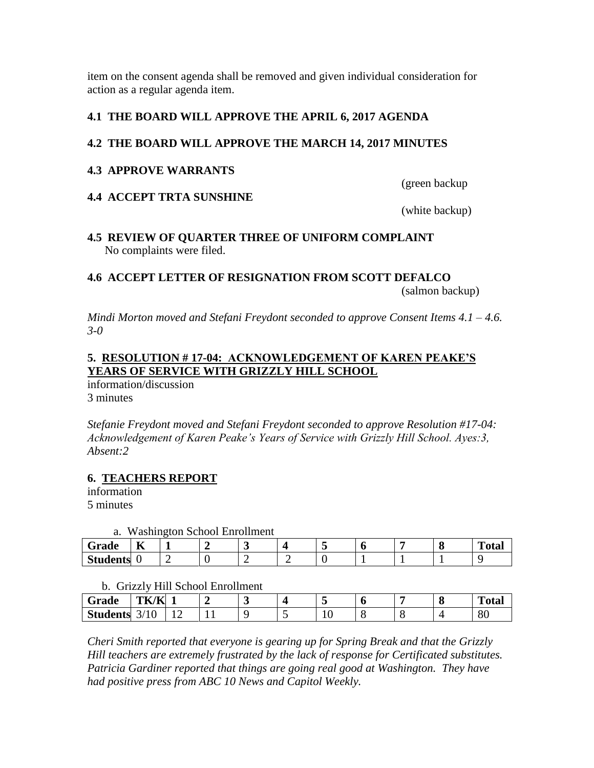item on the consent agenda shall be removed and given individual consideration for action as a regular agenda item.

**4.1 THE BOARD WILL APPROVE THE APRIL 6, 2017 AGENDA**

**4.2 THE BOARD WILL APPROVE THE MARCH 14, 2017 MINUTES**

**4.3 APPROVE WARRANTS**

(green backup

**4.4 ACCEPT TRTA SUNSHINE**

(white backup)

**4.5 REVIEW OF QUARTER THREE OF UNIFORM COMPLAINT**
No complaints were filed.

**4.6 ACCEPT LETTER OF RESIGNATION FROM SCOTT DEFALCO**

(salmon backup)

*Mindi Morton moved and Stefani Freydont seconded to approve Consent Items 4.1 – 4.6. 3-0*

**5. <u>RESOLUTION # 17-04: ACKNOWLEDGEMENT OF KAREN PEAKE'S YEARS OF SERVICE WITH GRIZZLY HILL SCHOOL</u>**
information/discussion
3 minutes

*Stefanie Freydont moved and Stefani Freydont seconded to approve Resolution #17-04: Acknowledgement of Karen Peake's Years of Service with Grizzly Hill School. Ayes:3, Absent:2*

**6. <u>TEACHERS REPORT</u>**
information
5 minutes

a. Washington School Enrollment

| Grade | K | 1 | 2 | 3 | 4 | 5 | 6 | 7 | 8 | Total |
|---|---|---|---|---|---|---|---|---|---|---|
| Students | 0 | 2 | 0 | 2 | 2 | 0 | 1 | 1 | 1 | 9 |

b. Grizzly Hill School Enrollment

| Grade | TK/K | 1 | 2 | 3 | 4 | 5 | 6 | 7 | 8 | Total |
|---|---|---|---|---|---|---|---|---|---|---|
| Students | 3/10 | 12 | 11 | 9 | 5 | 10 | 8 | 8 | 4 | 80 |

*Cheri Smith reported that everyone is gearing up for Spring Break and that the Grizzly Hill teachers are extremely frustrated by the lack of response for Certificated substitutes. Patricia Gardiner reported that things are going real good at Washington. They have had positive press from ABC 10 News and Capitol Weekly.*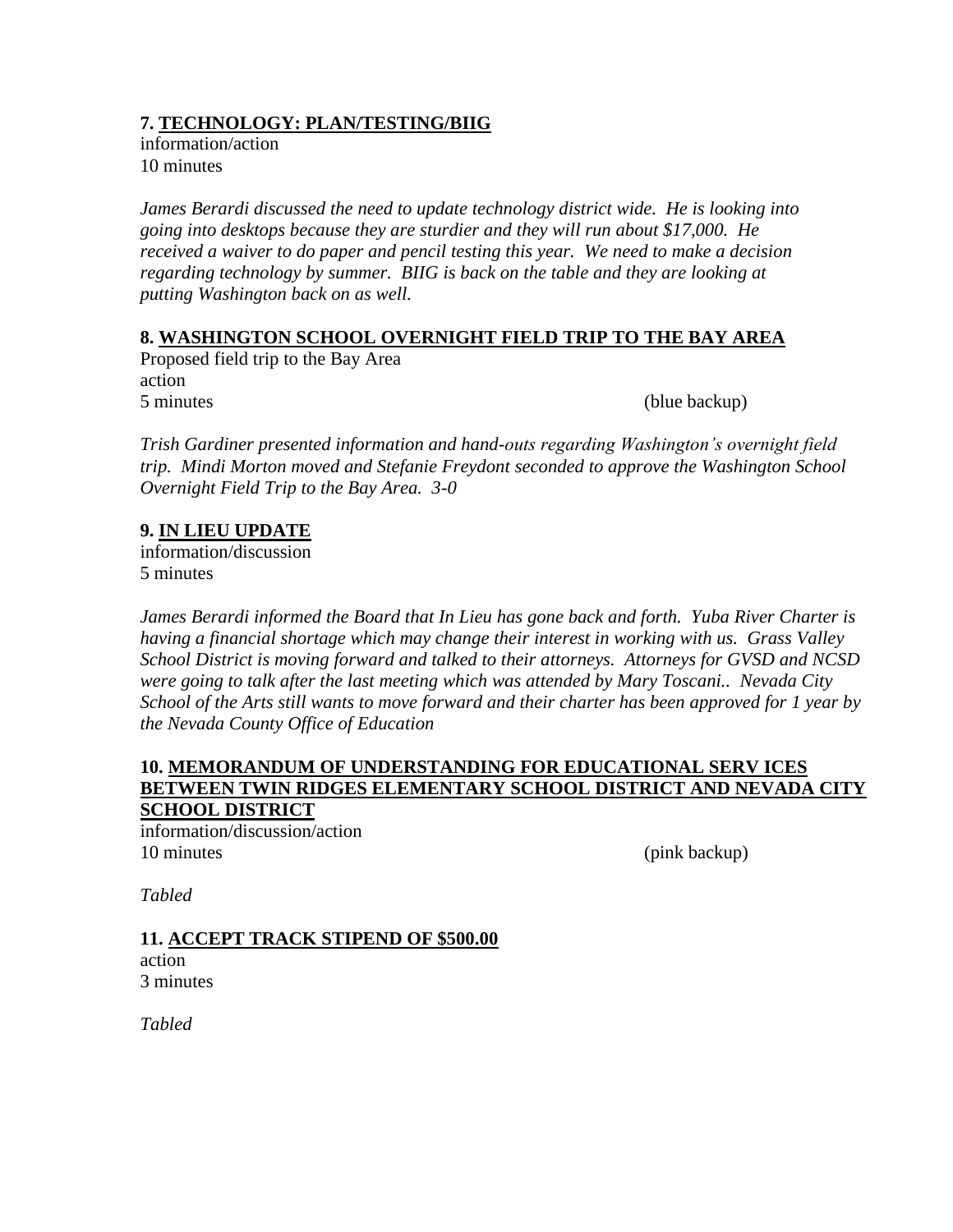**7. <u>TECHNOLOGY: PLAN/TESTING/BIIG</u>**
information/action
10 minutes

*James Berardi discussed the need to update technology district wide. He is looking into going into desktops because they are sturdier and they will run about $17,000. He received a waiver to do paper and pencil testing this year. We need to make a decision regarding technology by summer. BIIG is back on the table and they are looking at putting Washington back on as well.*

**8. <u>WASHINGTON SCHOOL OVERNIGHT FIELD TRIP TO THE BAY AREA</u>**
Proposed field trip to the Bay Area
action
5 minutes (blue backup)

*Trish Gardiner presented information and hand-outs regarding Washington's overnight field trip. Mindi Morton moved and Stefanie Freydont seconded to approve the Washington School Overnight Field Trip to the Bay Area. 3-0*

**9. <u>IN LIEU UPDATE</u>**
information/discussion
5 minutes

*James Berardi informed the Board that In Lieu has gone back and forth. Yuba River Charter is having a financial shortage which may change their interest in working with us. Grass Valley School District is moving forward and talked to their attorneys. Attorneys for GVSD and NCSD were going to talk after the last meeting which was attended by Mary Toscani.. Nevada City School of the Arts still wants to move forward and their charter has been approved for 1 year by the Nevada County Office of Education*

**10. <u>MEMORANDUM OF UNDERSTANDING FOR EDUCATIONAL SERV ICES BETWEEN TWIN RIDGES ELEMENTARY SCHOOL DISTRICT AND NEVADA CITY SCHOOL DISTRICT</u>**
information/discussion/action
10 minutes (pink backup)

*Tabled*

**11. <u>ACCEPT TRACK STIPEND OF $500.00</u>**
action
3 minutes

*Tabled*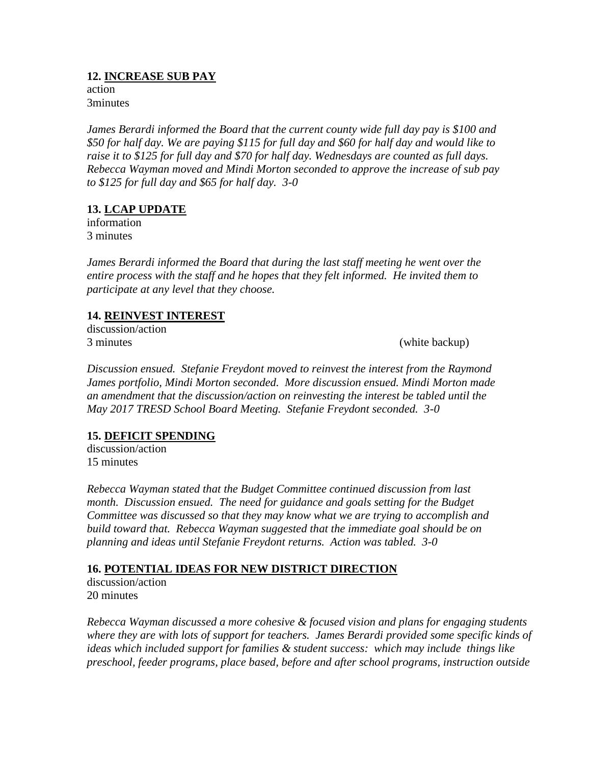**12. <u>INCREASE SUB PAY</u>**
action
3minutes

*James Berardi informed the Board that the current county wide full day pay is $100 and $50 for half day. We are paying $115 for full day and $60 for half day and would like to raise it to $125 for full day and $70 for half day. Wednesdays are counted as full days. Rebecca Wayman moved and Mindi Morton seconded to approve the increase of sub pay to $125 for full day and $65 for half day. 3-0*

**13. <u>LCAP UPDATE</u>**
information
3 minutes

*James Berardi informed the Board that during the last staff meeting he went over the entire process with the staff and he hopes that they felt informed. He invited them to participate at any level that they choose.*

**14. <u>REINVEST INTEREST</u>**
discussion/action
3 minutes (white backup)

*Discussion ensued. Stefanie Freydont moved to reinvest the interest from the Raymond James portfolio, Mindi Morton seconded. More discussion ensued. Mindi Morton made an amendment that the discussion/action on reinvesting the interest be tabled until the May 2017 TRESD School Board Meeting. Stefanie Freydont seconded. 3-0*

**15. <u>DEFICIT SPENDING</u>**
discussion/action
15 minutes

*Rebecca Wayman stated that the Budget Committee continued discussion from last month. Discussion ensued. The need for guidance and goals setting for the Budget Committee was discussed so that they may know what we are trying to accomplish and build toward that. Rebecca Wayman suggested that the immediate goal should be on planning and ideas until Stefanie Freydont returns. Action was tabled. 3-0*

**16. <u>POTENTIAL IDEAS FOR NEW DISTRICT DIRECTION</u>**
discussion/action
20 minutes

*Rebecca Wayman discussed a more cohesive & focused vision and plans for engaging students where they are with lots of support for teachers. James Berardi provided some specific kinds of ideas which included support for families & student success: which may include things like preschool, feeder programs, place based, before and after school programs, instruction outside*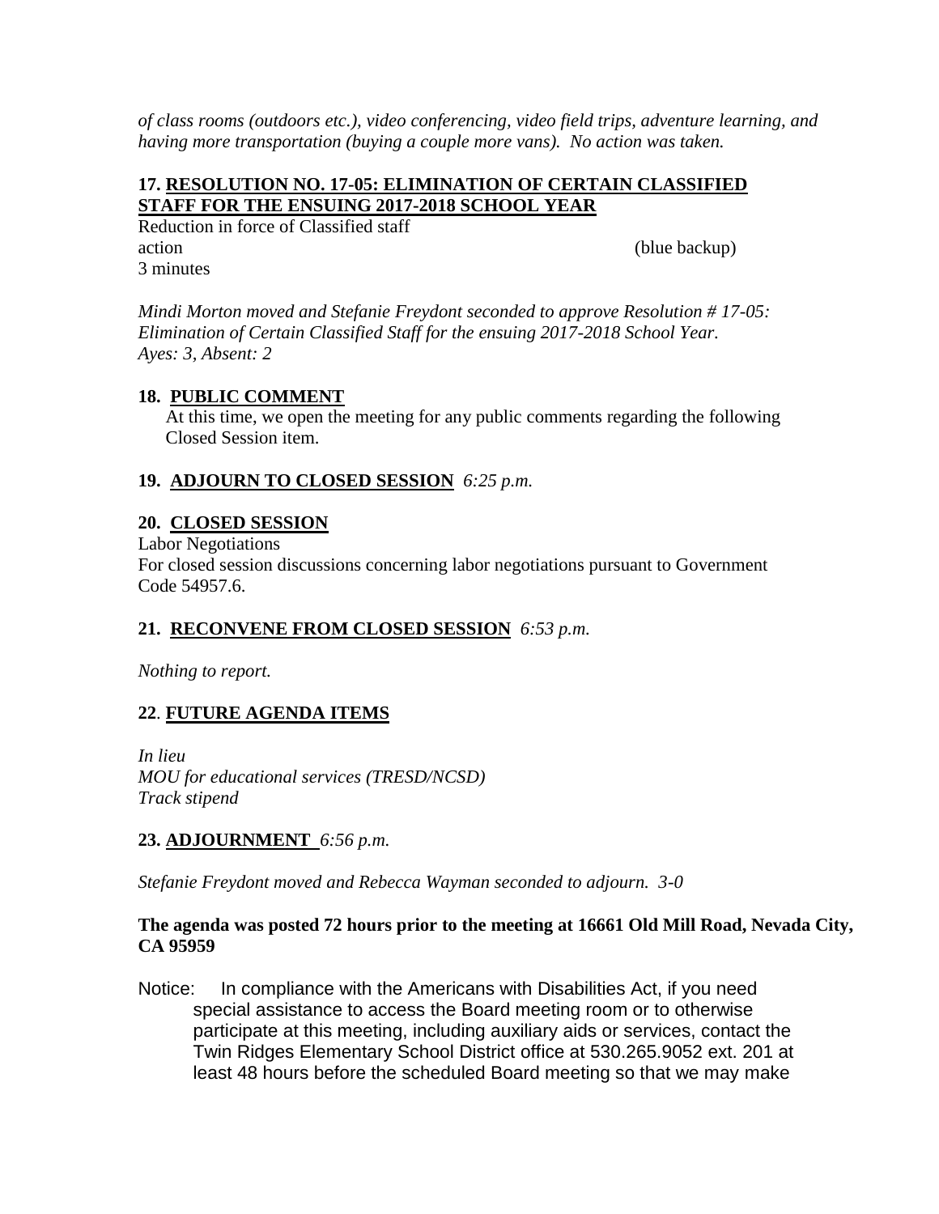*of class rooms (outdoors etc.), video conferencing, video field trips, adventure learning, and having more transportation (buying a couple more vans). No action was taken.*

**17. RESOLUTION NO. 17-05: ELIMINATION OF CERTAIN CLASSIFIED STAFF FOR THE ENSUING 2017-2018 SCHOOL YEAR**

Reduction in force of Classified staff
action (blue backup)
3 minutes

*Mindi Morton moved and Stefanie Freydont seconded to approve Resolution # 17-05: Elimination of Certain Classified Staff for the ensuing 2017-2018 School Year. Ayes: 3, Absent: 2*

**18. PUBLIC COMMENT**

At this time, we open the meeting for any public comments regarding the following Closed Session item.

**19. ADJOURN TO CLOSED SESSION** *6:25 p.m.*

**20. CLOSED SESSION**

Labor Negotiations
For closed session discussions concerning labor negotiations pursuant to Government Code 54957.6.

**21. RECONVENE FROM CLOSED SESSION** *6:53 p.m.*

*Nothing to report.*

**22. FUTURE AGENDA ITEMS**

*In lieu*
*MOU for educational services (TRESD/NCSD)*
*Track stipend*

**23. ADJOURNMENT** *6:56 p.m.*

*Stefanie Freydont moved and Rebecca Wayman seconded to adjourn. 3-0*

**The agenda was posted 72 hours prior to the meeting at 16661 Old Mill Road, Nevada City, CA 95959**

Notice: In compliance with the Americans with Disabilities Act, if you need special assistance to access the Board meeting room or to otherwise participate at this meeting, including auxiliary aids or services, contact the Twin Ridges Elementary School District office at 530.265.9052 ext. 201 at least 48 hours before the scheduled Board meeting so that we may make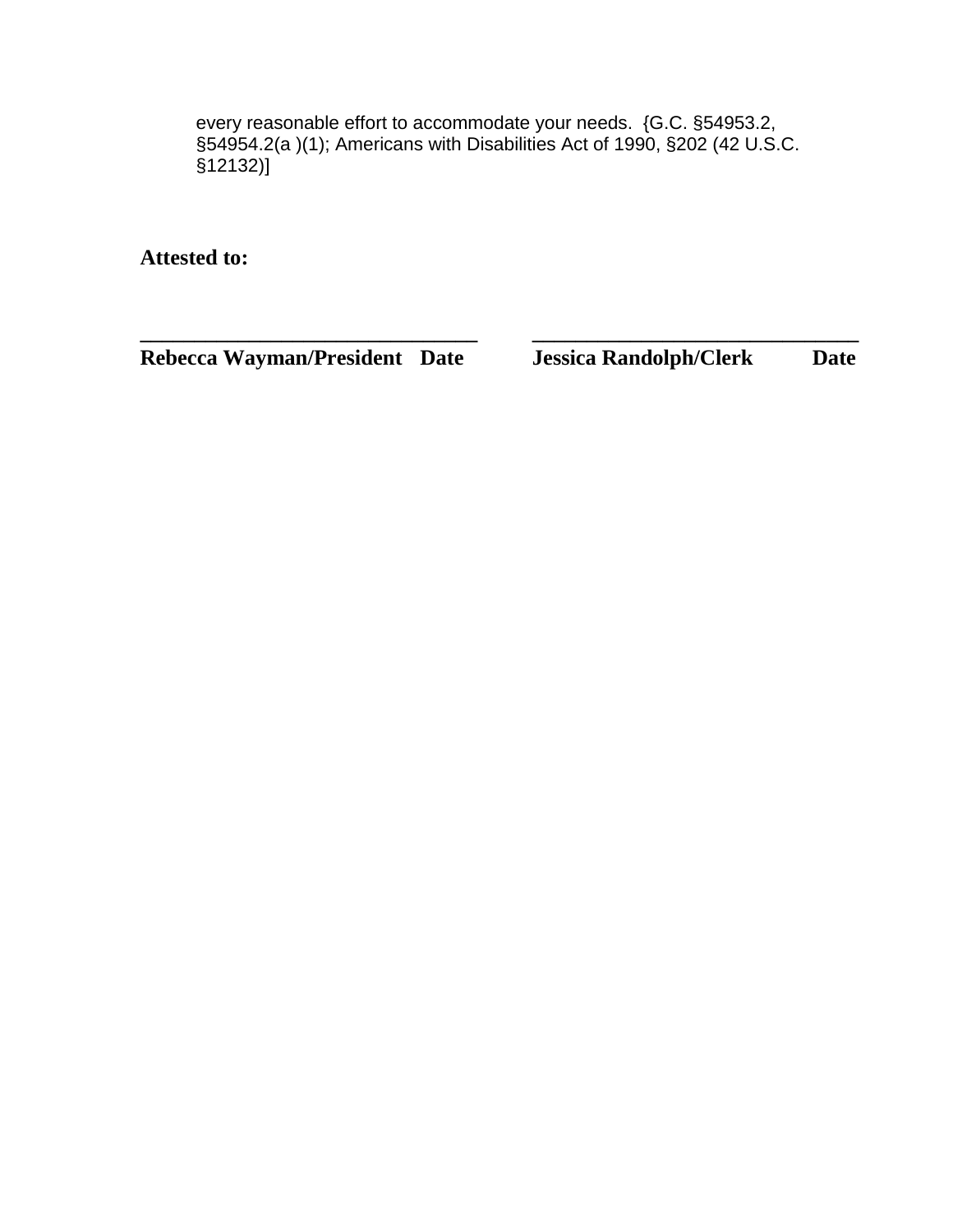every reasonable effort to accommodate your needs. {G.C. §54953.2, §54954.2(a )(1); Americans with Disabilities Act of 1990, §202 (42 U.S.C. §12132)]

**Attested to:**

| | |
|---|---|
| ______________________________ | ______________________________ |
| **Rebecca Wayman/President Date** | **Jessica Randolph/Clerk Date** |